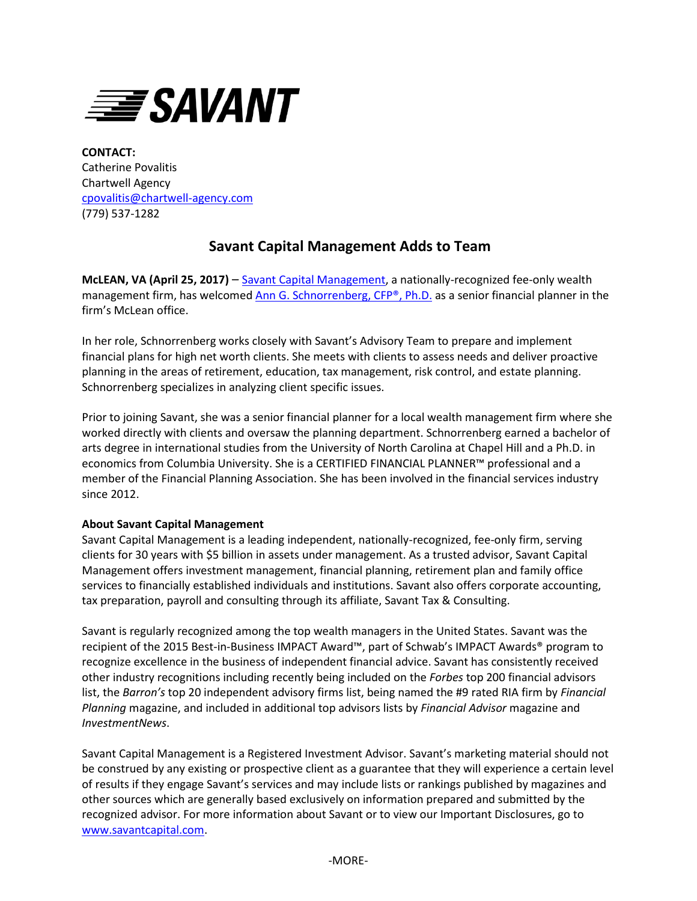SAVANT

**CONTACT:**
Catherine Povalitis
Chartwell Agency
cpovalitis@chartwell-agency.com
(779) 537-1282

# Savant Capital Management Adds to Team

**McLEAN, VA (April 25, 2017)** – Savant Capital Management, a nationally-recognized fee-only wealth management firm, has welcomed Ann G. Schnorrenberg, CFP®, Ph.D. as a senior financial planner in the firm's McLean office.

In her role, Schnorrenberg works closely with Savant's Advisory Team to prepare and implement financial plans for high net worth clients. She meets with clients to assess needs and deliver proactive planning in the areas of retirement, education, tax management, risk control, and estate planning. Schnorrenberg specializes in analyzing client specific issues.

Prior to joining Savant, she was a senior financial planner for a local wealth management firm where she worked directly with clients and oversaw the planning department. Schnorrenberg earned a bachelor of arts degree in international studies from the University of North Carolina at Chapel Hill and a Ph.D. in economics from Columbia University. She is a CERTIFIED FINANCIAL PLANNER™ professional and a member of the Financial Planning Association. She has been involved in the financial services industry since 2012.

**About Savant Capital Management**
Savant Capital Management is a leading independent, nationally-recognized, fee-only firm, serving clients for 30 years with $5 billion in assets under management. As a trusted advisor, Savant Capital Management offers investment management, financial planning, retirement plan and family office services to financially established individuals and institutions. Savant also offers corporate accounting, tax preparation, payroll and consulting through its affiliate, Savant Tax & Consulting.

Savant is regularly recognized among the top wealth managers in the United States. Savant was the recipient of the 2015 Best-in-Business IMPACT Award™, part of Schwab's IMPACT Awards® program to recognize excellence in the business of independent financial advice. Savant has consistently received other industry recognitions including recently being included on the *Forbes* top 200 financial advisors list, the *Barron's* top 20 independent advisory firms list, being named the #9 rated RIA firm by *Financial Planning* magazine, and included in additional top advisors lists by *Financial Advisor* magazine and *InvestmentNews*.

Savant Capital Management is a Registered Investment Advisor. Savant's marketing material should not be construed by any existing or prospective client as a guarantee that they will experience a certain level of results if they engage Savant's services and may include lists or rankings published by magazines and other sources which are generally based exclusively on information prepared and submitted by the recognized advisor. For more information about Savant or to view our Important Disclosures, go to www.savantcapital.com.

-MORE-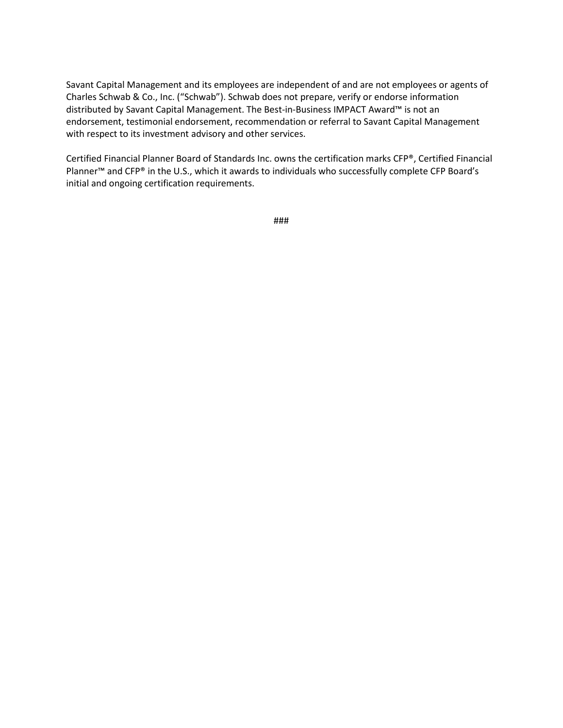Savant Capital Management and its employees are independent of and are not employees or agents of Charles Schwab & Co., Inc. ("Schwab"). Schwab does not prepare, verify or endorse information distributed by Savant Capital Management. The Best-in-Business IMPACT Award™ is not an endorsement, testimonial endorsement, recommendation or referral to Savant Capital Management with respect to its investment advisory and other services.

Certified Financial Planner Board of Standards Inc. owns the certification marks CFP®, Certified Financial Planner™ and CFP® in the U.S., which it awards to individuals who successfully complete CFP Board's initial and ongoing certification requirements.

###